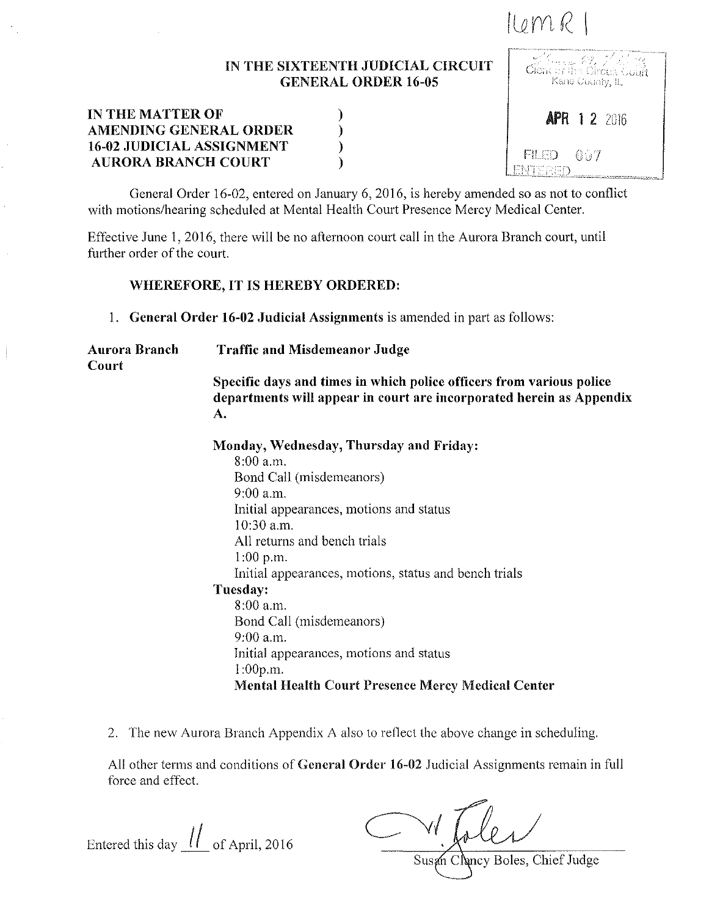16MR1

IN THE SIXTEENTH JUDICIAL CIRCUIT
GENERAL ORDER 16-05

Clerk of the Circuit Court
Kane County, IL

APR 12 2016

FILED 007
ENTERED

**IN THE MATTER OF )**
**AMENDING GENERAL ORDER )**
**16-02 JUDICIAL ASSIGNMENT )**
**AURORA BRANCH COURT )**

General Order 16-02, entered on January 6, 2016, is hereby amended so as not to conflict with motions/hearing scheduled at Mental Health Court Presence Mercy Medical Center.

Effective June 1, 2016, there will be no afternoon court call in the Aurora Branch court, until further order of the court.

**WHEREFORE, IT IS HEREBY ORDERED:**

1. **General Order 16-02 Judicial Assignments** is amended in part as follows:

**Aurora Branch Court** — **Traffic and Misdemeanor Judge**

**Specific days and times in which police officers from various police departments will appear in court are incorporated herein as Appendix A.**

**Monday, Wednesday, Thursday and Friday:**

8:00 a.m.
Bond Call (misdemeanors)
9:00 a.m.
Initial appearances, motions and status
10:30 a.m.
All returns and bench trials
1:00 p.m.
Initial appearances, motions, status and bench trials

**Tuesday:**

8:00 a.m.
Bond Call (misdemeanors)
9:00 a.m.
Initial appearances, motions and status
1:00p.m.
**Mental Health Court Presence Mercy Medical Center**

2. The new Aurora Branch Appendix A also to reflect the above change in scheduling.

All other terms and conditions of **General Order 16-02** Judicial Assignments remain in full force and effect.

Entered this day 11 of April, 2016

Susan Clancy Boles, Chief Judge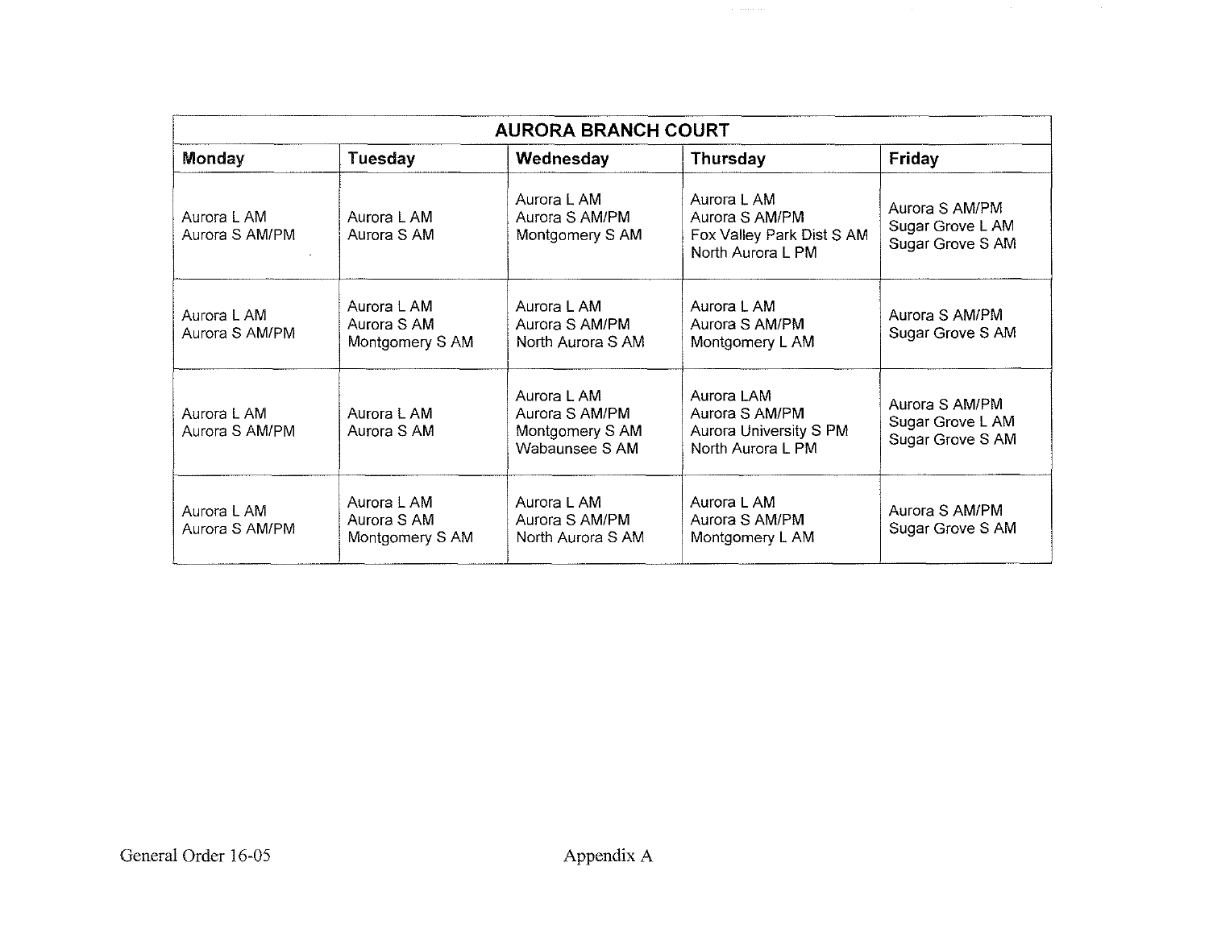| AURORA BRANCH COURT | | | | |
|---|---|---|---|---|
| **Monday** | **Tuesday** | **Wednesday** | **Thursday** | **Friday** |
| Aurora L AM<br>Aurora S AM/PM | Aurora L AM<br>Aurora S AM | Aurora L AM<br>Aurora S AM/PM<br>Montgomery S AM | Aurora L AM<br>Aurora S AM/PM<br>Fox Valley Park Dist S AM<br>North Aurora L PM | Aurora S AM/PM<br>Sugar Grove L AM<br>Sugar Grove S AM |
| Aurora L AM<br>Aurora S AM/PM | Aurora L AM<br>Aurora S AM<br>Montgomery S AM | Aurora L AM<br>Aurora S AM/PM<br>North Aurora S AM | Aurora L AM<br>Aurora S AM/PM<br>Montgomery L AM | Aurora S AM/PM<br>Sugar Grove S AM |
| Aurora L AM<br>Aurora S AM/PM | Aurora L AM<br>Aurora S AM | Aurora L AM<br>Aurora S AM/PM<br>Montgomery S AM<br>Wabaunsee S AM | Aurora LAM<br>Aurora S AM/PM<br>Aurora University S PM<br>North Aurora L PM | Aurora S AM/PM<br>Sugar Grove L AM<br>Sugar Grove S AM |
| Aurora L AM<br>Aurora S AM/PM | Aurora L AM<br>Aurora S AM<br>Montgomery S AM | Aurora L AM<br>Aurora S AM/PM<br>North Aurora S AM | Aurora L AM<br>Aurora S AM/PM<br>Montgomery L AM | Aurora S AM/PM<br>Sugar Grove S AM |

General Order 16-05 Appendix A